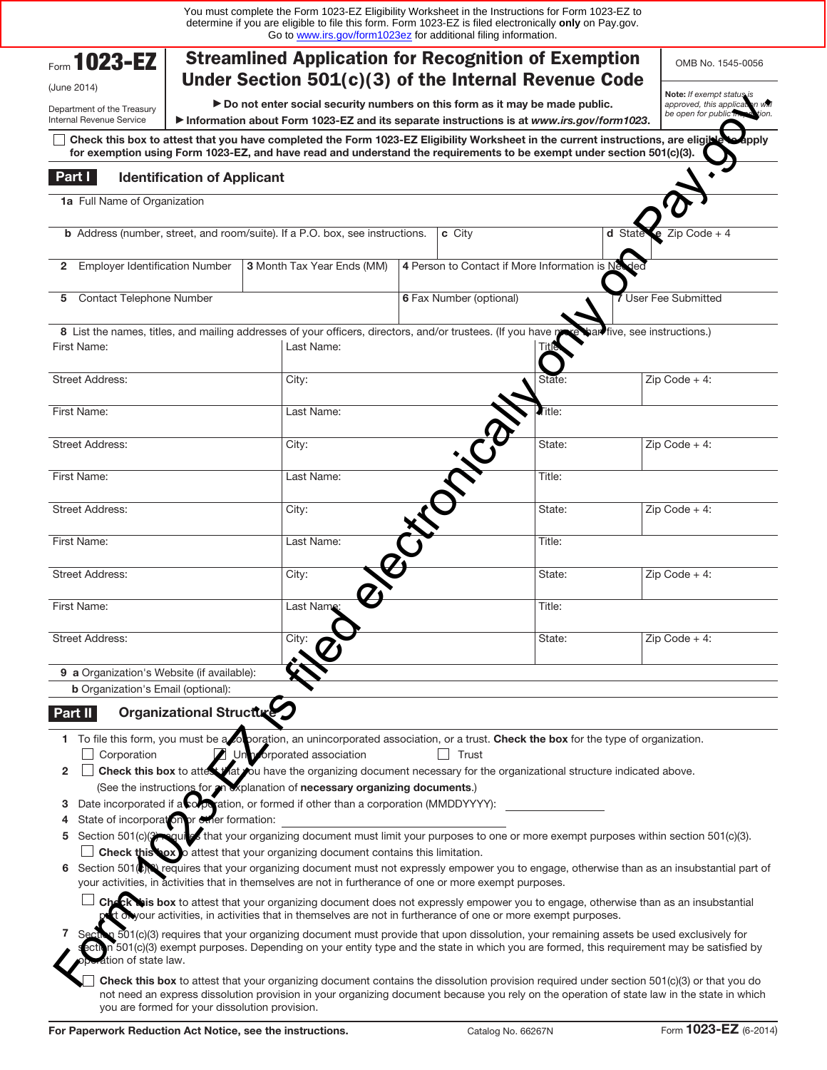You must complete the Form 1023-EZ Eligibility Worksheet in the Instructions for Form 1023-EZ to determine if you are eligible to file this form. Form 1023-EZ is filed electronically **only** on Pay.gov. Go to www.irs.gov/form1023ez for additional filing information.

Form **1023-EZ**
(June 2014)
Department of the Treasury
Internal Revenue Service

# Streamlined Application for Recognition of Exemption Under Section 501(c)(3) of the Internal Revenue Code

▶ **Do not enter social security numbers on this form as it may be made public.**
▶ **Information about Form 1023-EZ and its separate instructions is at *www.irs.gov/form1023*.**

OMB No. 1545-0056

**Note:** *If exempt status is approved, this application will be open for public inspection.*

Form 1023-EZ is filed electronically only on Pay.gov.

☐ **Check this box to attest that you have completed the Form 1023-EZ Eligibility Worksheet in the current instructions, are eligible to apply for exemption using Form 1023-EZ, and have read and understand the requirements to be exempt under section 501(c)(3).**

## Part I Identification of Applicant

**1a** Full Name of Organization

| **b** Address (number, street, and room/suite). If a P.O. box, see instructions. | **c** City | **d** State | **e** Zip Code + 4 |
|---|---|---|---|
| | | | |

| **2** Employer Identification Number | **3** Month Tax Year Ends (MM) | **4** Person to Contact if More Information is Needed |
|---|---|---|
| | | |

| **5** Contact Telephone Number | **6** Fax Number (optional) | **7** User Fee Submitted |
|---|---|---|
| | | |

**8** List the names, titles, and mailing addresses of your officers, directors, and/or trustees. (If you have more than five, see instructions.)

| | | | |
|---|---|---|---|
| First Name: | Last Name: | Title: | |
| Street Address: | City: | State: | Zip Code + 4: |
| First Name: | Last Name: | Title: | |
| Street Address: | City: | State: | Zip Code + 4: |
| First Name: | Last Name: | Title: | |
| Street Address: | City: | State: | Zip Code + 4: |
| First Name: | Last Name: | Title: | |
| Street Address: | City: | State: | Zip Code + 4: |
| First Name: | Last Name: | Title: | |
| Street Address: | City: | State: | Zip Code + 4: |

**9 a** Organization's Website (if available):

**b** Organization's Email (optional):

## Part II Organizational Structure

**1** To file this form, you must be a corporation, an unincorporated association, or a trust. **Check the box** for the type of organization.

☐ Corporation ☐ Unincorporated association ☐ Trust

**2** ☐ **Check this box** to attest that you have the organizing document necessary for the organizational structure indicated above. (See the instructions for an explanation of **necessary organizing documents**.)

**3** Date incorporated if a corporation, or formed if other than a corporation (MMDDYYYY):

**4** State of incorporation or other formation:

**5** Section 501(c)(3) requires that your organizing document must limit your purposes to one or more exempt purposes within section 501(c)(3).

☐ **Check this box** to attest that your organizing document contains this limitation.

**6** Section 501(c)(3) requires that your organizing document must not expressly empower you to engage, otherwise than as an insubstantial part of your activities, in activities that in themselves are not in furtherance of one or more exempt purposes.

☐ **Check this box** to attest that your organizing document does not expressly empower you to engage, otherwise than as an insubstantial part of your activities, in activities that in themselves are not in furtherance of one or more exempt purposes.

**7** Section 501(c)(3) requires that your organizing document must provide that upon dissolution, your remaining assets be used exclusively for section 501(c)(3) exempt purposes. Depending on your entity type and the state in which you are formed, this requirement may be satisfied by operation of state law.

☐ **Check this box** to attest that your organizing document contains the dissolution provision required under section 501(c)(3) or that you do not need an express dissolution provision in your organizing document because you rely on the operation of state law in the state in which you are formed for your dissolution provision.

**For Paperwork Reduction Act Notice, see the instructions.** Catalog No. 66267N Form **1023-EZ** (6-2014)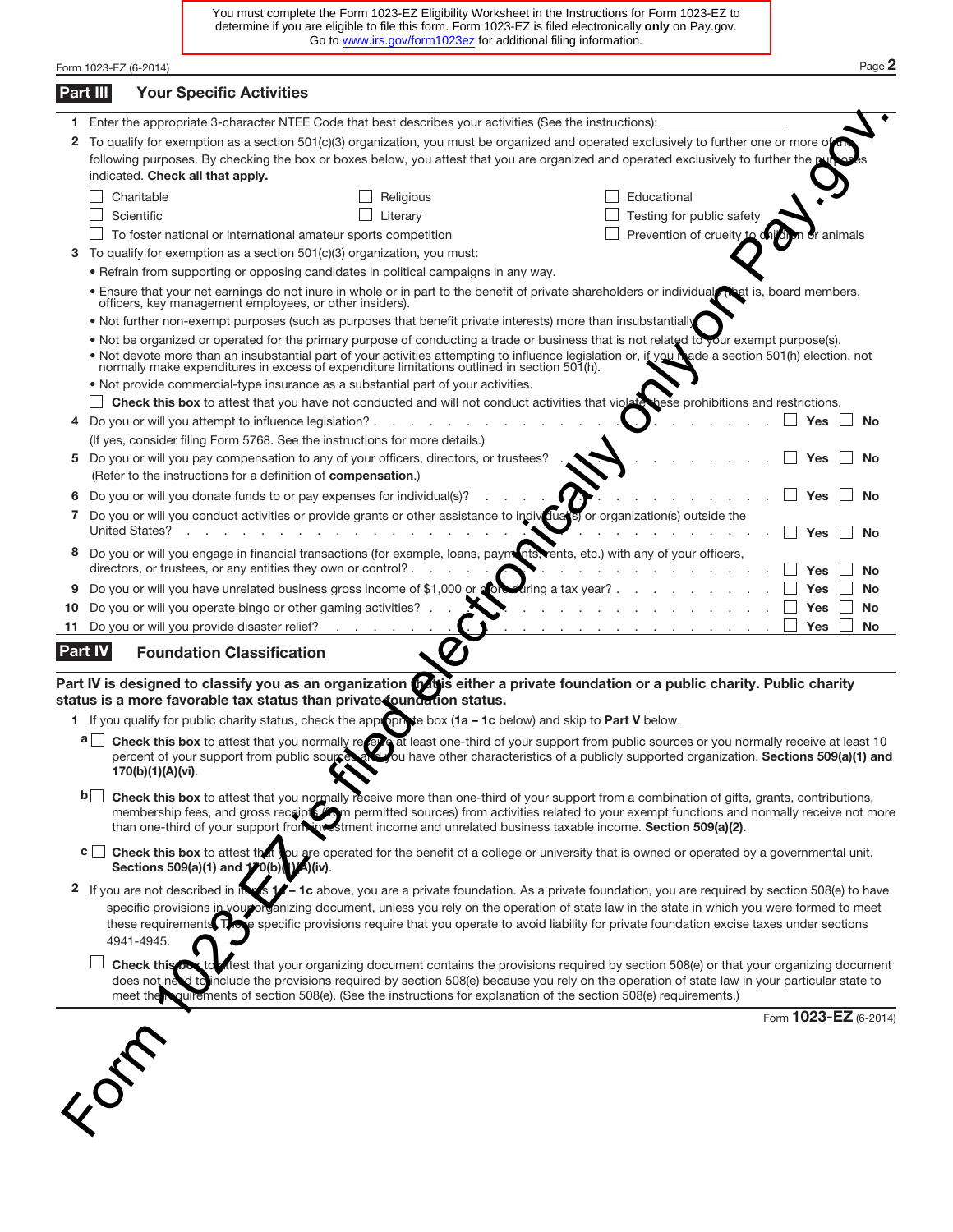You must complete the Form 1023-EZ Eligibility Worksheet in the Instructions for Form 1023-EZ to determine if you are eligible to file this form. Form 1023-EZ is filed electronically **only** on Pay.gov. Go to www.irs.gov/form1023ez for additional filing information.

Form 1023-EZ is filed electronically only on Pay.gov.

## Part III Your Specific Activities

**1** Enter the appropriate 3-character NTEE Code that best describes your activities (See the instructions): ______

**2** To qualify for exemption as a section 501(c)(3) organization, you must be organized and operated exclusively to further one or more of the following purposes. By checking the box or boxes below, you attest that you are organized and operated exclusively to further the purposes indicated. **Check all that apply.**

- ☐ Charitable
- ☐ Religious
- ☐ Educational
- ☐ Scientific
- ☐ Literary
- ☐ Testing for public safety
- ☐ To foster national or international amateur sports competition
- ☐ Prevention of cruelty to children or animals

**3** To qualify for exemption as a section 501(c)(3) organization, you must:

- Refrain from supporting or opposing candidates in political campaigns in any way.
- Ensure that your net earnings do not inure in whole or in part to the benefit of private shareholders or individuals (that is, board members, officers, key management employees, or other insiders).
- Not further non-exempt purposes (such as purposes that benefit private interests) more than insubstantially.
- Not be organized or operated for the primary purpose of conducting a trade or business that is not related to your exempt purpose(s).
- Not devote more than an insubstantial part of your activities attempting to influence legislation or, if you made a section 501(h) election, not normally make expenditures in excess of expenditure limitations outlined in section 501(h).
- Not provide commercial-type insurance as a substantial part of your activities.

☐ **Check this box** to attest that you have not conducted and will not conduct activities that violate these prohibitions and restrictions.

**4** Do you or will you attempt to influence legislation? ☐ Yes ☐ No
(If yes, consider filing Form 5768. See the instructions for more details.)

**5** Do you or will you pay compensation to any of your officers, directors, or trustees? ☐ Yes ☐ No
(Refer to the instructions for a definition of **compensation**.)

**6** Do you or will you donate funds to or pay expenses for individual(s)? ☐ Yes ☐ No

**7** Do you or will you conduct activities or provide grants or other assistance to individual(s) or organization(s) outside the United States? ☐ Yes ☐ No

**8** Do you or will you engage in financial transactions (for example, loans, payments, rents, etc.) with any of your officers, directors, or trustees, or any entities they own or control? ☐ Yes ☐ No

**9** Do you or will you have unrelated business gross income of $1,000 or more during a tax year? ☐ Yes ☐ No

**10** Do you or will you operate bingo or other gaming activities? ☐ Yes ☐ No

**11** Do you or will you provide disaster relief? ☐ Yes ☐ No

## Part IV Foundation Classification

**Part IV is designed to classify you as an organization that is either a private foundation or a public charity. Public charity status is a more favorable tax status than private foundation status.**

**1** If you qualify for public charity status, check the appropriate box (**1a – 1c** below) and skip to **Part V** below.

**a** ☐ **Check this box** to attest that you normally receive at least one-third of your support from public sources or you normally receive at least 10 percent of your support from public sources and you have other characteristics of a publicly supported organization. **Sections 509(a)(1) and 170(b)(1)(A)(vi)**.

**b** ☐ **Check this box** to attest that you normally receive more than one-third of your support from a combination of gifts, grants, contributions, membership fees, and gross receipts (from permitted sources) from activities related to your exempt functions and normally receive not more than one-third of your support from investment income and unrelated business taxable income. **Section 509(a)(2)**.

**c** ☐ **Check this box** to attest that you are operated for the benefit of a college or university that is owned or operated by a governmental unit. **Sections 509(a)(1) and 170(b)(1)(A)(iv)**.

**2** If you are not described in items **1a – 1c** above, you are a private foundation. As a private foundation, you are required by section 508(e) to have specific provisions in your organizing document, unless you rely on the operation of state law in the state in which you were formed to meet these requirements. These specific provisions require that you operate to avoid liability for private foundation excise taxes under sections 4941-4945.

☐ **Check this box** to attest that your organizing document contains the provisions required by section 508(e) or that your organizing document does not need to include the provisions required by section 508(e) because you rely on the operation of state law in your particular state to meet the requirements of section 508(e). (See the instructions for explanation of the section 508(e) requirements.)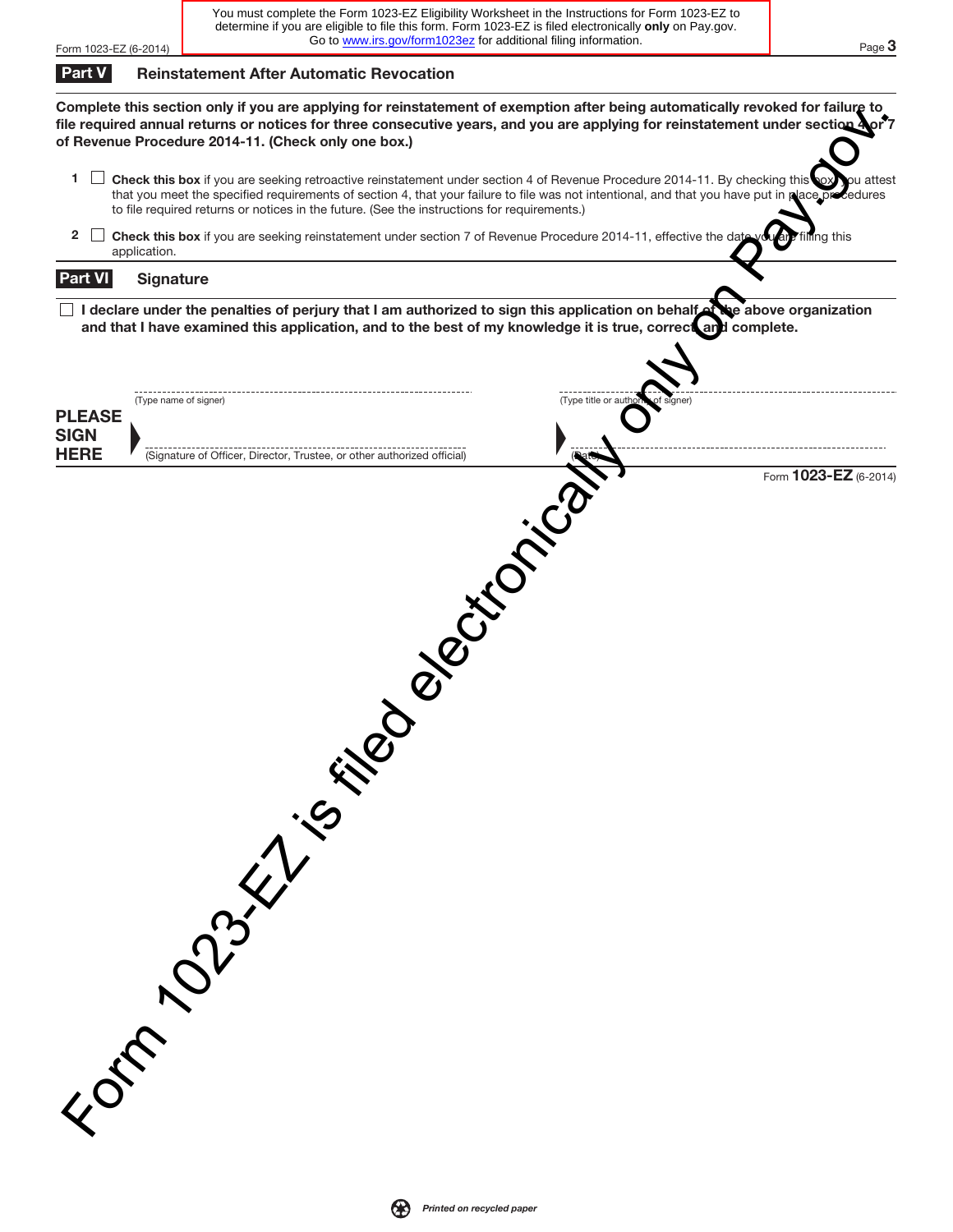You must complete the Form 1023-EZ Eligibility Worksheet in the Instructions for Form 1023-EZ to determine if you are eligible to file this form. Form 1023-EZ is filed electronically **only** on Pay.gov. Go to www.irs.gov/form1023ez for additional filing information.

## Part V Reinstatement After Automatic Revocation

**Complete this section only if you are applying for reinstatement of exemption after being automatically revoked for failure to file required annual returns or notices for three consecutive years, and you are applying for reinstatement under section 4 or 7 of Revenue Procedure 2014-11. (Check only one box.)**

1 ☐ **Check this box** if you are seeking retroactive reinstatement under section 4 of Revenue Procedure 2014-11. By checking this box, you attest that you meet the specified requirements of section 4, that your failure to file was not intentional, and that you have put in place procedures to file required returns or notices in the future. (See the instructions for requirements.)

2 ☐ **Check this box** if you are seeking reinstatement under section 7 of Revenue Procedure 2014-11, effective the date you are filing this application.

## Part VI Signature

☐ **I declare under the penalties of perjury that I am authorized to sign this application on behalf of the above organization and that I have examined this application, and to the best of my knowledge it is true, correct and complete.**

**PLEASE SIGN HERE**

| | |
|---|---|
| (Type name of signer) | (Type title or authority of signer) |
| (Signature of Officer, Director, Trustee, or other authorized official) | (Date) |

Form 1023-EZ is filed electronically only on Pay.gov.

Printed on recycled paper